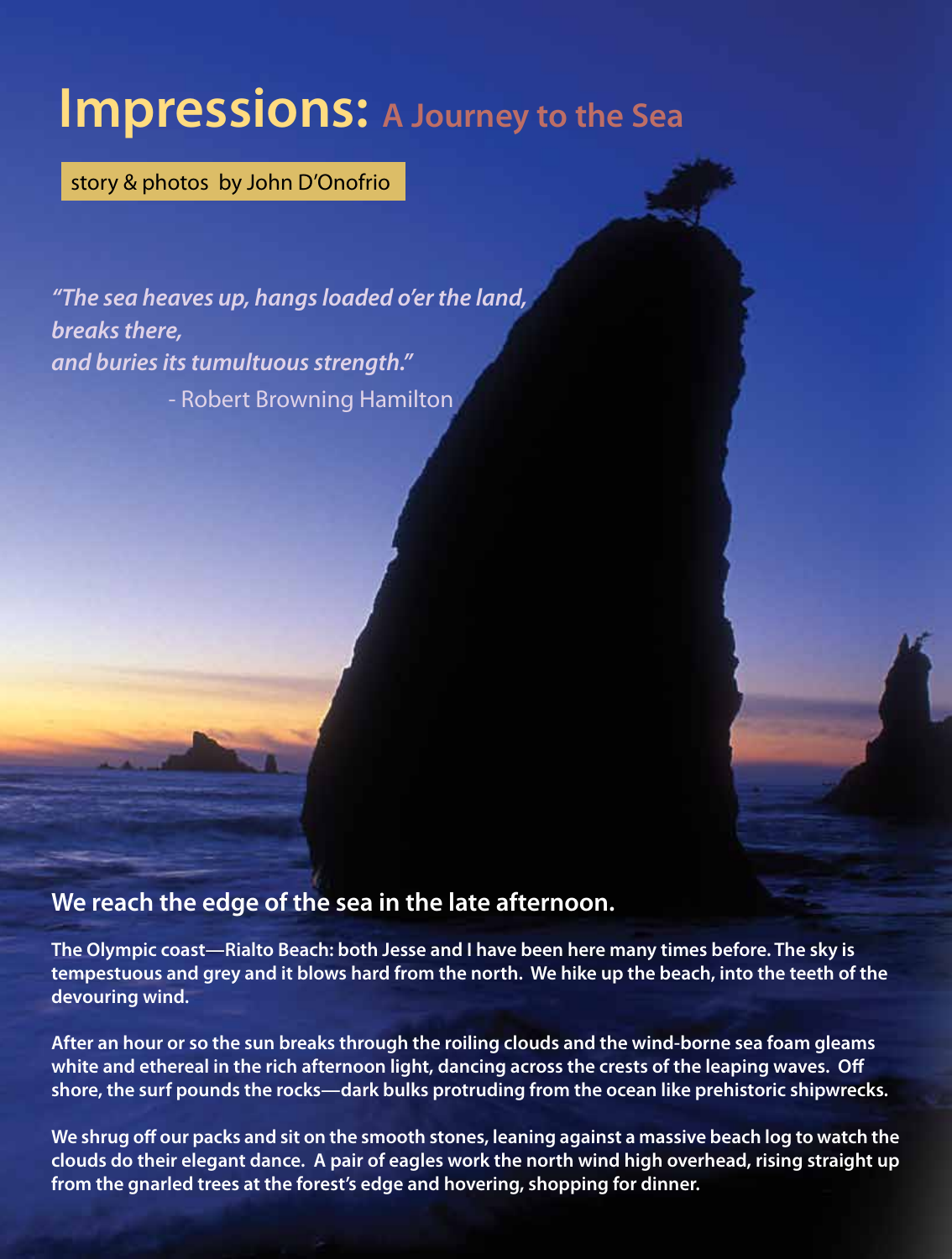# Impressions: A Journey to the Sea

story & photos by John D'Onofrio

*"The sea heaves up, hangs loaded o'er the land,*
*breaks there,*
*and buries its tumultuous strength."*
- Robert Browning Hamilton

## We reach the edge of the sea in the late afternoon.

**The Olympic coast—Rialto Beach: both Jesse and I have been here many times before. The sky is tempestuous and grey and it blows hard from the north. We hike up the beach, into the teeth of the devouring wind.**

**After an hour or so the sun breaks through the roiling clouds and the wind-borne sea foam gleams white and ethereal in the rich afternoon light, dancing across the crests of the leaping waves. Off shore, the surf pounds the rocks—dark bulks protruding from the ocean like prehistoric shipwrecks.**

**We shrug off our packs and sit on the smooth stones, leaning against a massive beach log to watch the clouds do their elegant dance. A pair of eagles work the north wind high overhead, rising straight up from the gnarled trees at the forest's edge and hovering, shopping for dinner.**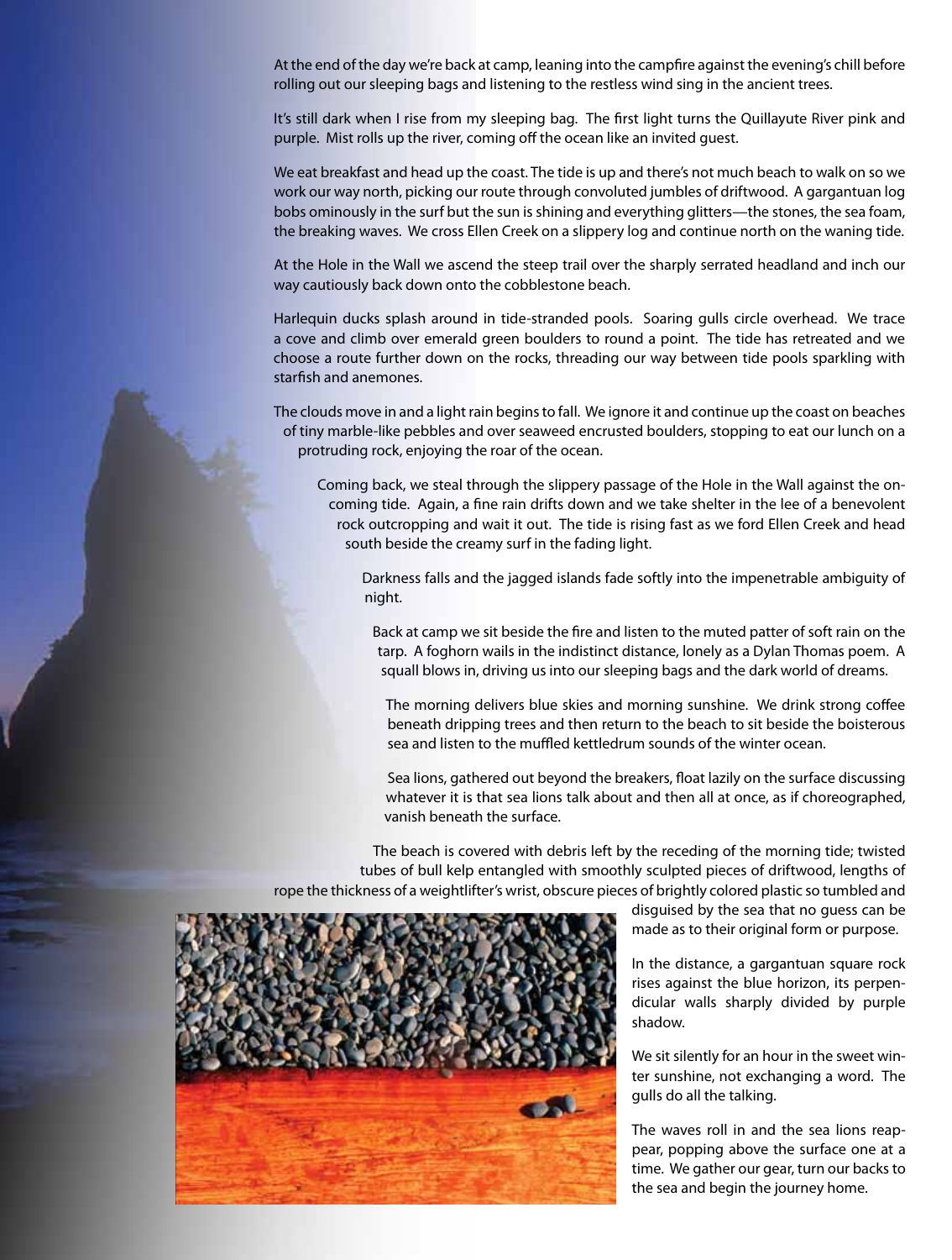At the end of the day we're back at camp, leaning into the campfire against the evening's chill before rolling out our sleeping bags and listening to the restless wind sing in the ancient trees.

It's still dark when I rise from my sleeping bag. The first light turns the Quillayute River pink and purple. Mist rolls up the river, coming off the ocean like an invited guest.

We eat breakfast and head up the coast. The tide is up and there's not much beach to walk on so we work our way north, picking our route through convoluted jumbles of driftwood. A gargantuan log bobs ominously in the surf but the sun is shining and everything glitters—the stones, the sea foam, the breaking waves. We cross Ellen Creek on a slippery log and continue north on the waning tide.

At the Hole in the Wall we ascend the steep trail over the sharply serrated headland and inch our way cautiously back down onto the cobblestone beach.

Harlequin ducks splash around in tide-stranded pools. Soaring gulls circle overhead. We trace a cove and climb over emerald green boulders to round a point. The tide has retreated and we choose a route further down on the rocks, threading our way between tide pools sparkling with starfish and anemones.

The clouds move in and a light rain begins to fall. We ignore it and continue up the coast on beaches of tiny marble-like pebbles and over seaweed encrusted boulders, stopping to eat our lunch on a protruding rock, enjoying the roar of the ocean.

Coming back, we steal through the slippery passage of the Hole in the Wall against the oncoming tide. Again, a fine rain drifts down and we take shelter in the lee of a benevolent rock outcropping and wait it out. The tide is rising fast as we ford Ellen Creek and head south beside the creamy surf in the fading light.

Darkness falls and the jagged islands fade softly into the impenetrable ambiguity of night.

Back at camp we sit beside the fire and listen to the muted patter of soft rain on the tarp. A foghorn wails in the indistinct distance, lonely as a Dylan Thomas poem. A squall blows in, driving us into our sleeping bags and the dark world of dreams.

The morning delivers blue skies and morning sunshine. We drink strong coffee beneath dripping trees and then return to the beach to sit beside the boisterous sea and listen to the muffled kettledrum sounds of the winter ocean.

Sea lions, gathered out beyond the breakers, float lazily on the surface discussing whatever it is that sea lions talk about and then all at once, as if choreographed, vanish beneath the surface.

The beach is covered with debris left by the receding of the morning tide; twisted tubes of bull kelp entangled with smoothly sculpted pieces of driftwood, lengths of rope the thickness of a weightlifter's wrist, obscure pieces of brightly colored plastic so tumbled and disguised by the sea that no guess can be made as to their original form or purpose.

In the distance, a gargantuan square rock rises against the blue horizon, its perpendicular walls sharply divided by purple shadow.

We sit silently for an hour in the sweet winter sunshine, not exchanging a word. The gulls do all the talking.

The waves roll in and the sea lions reappear, popping above the surface one at a time. We gather our gear, turn our backs to the sea and begin the journey home.